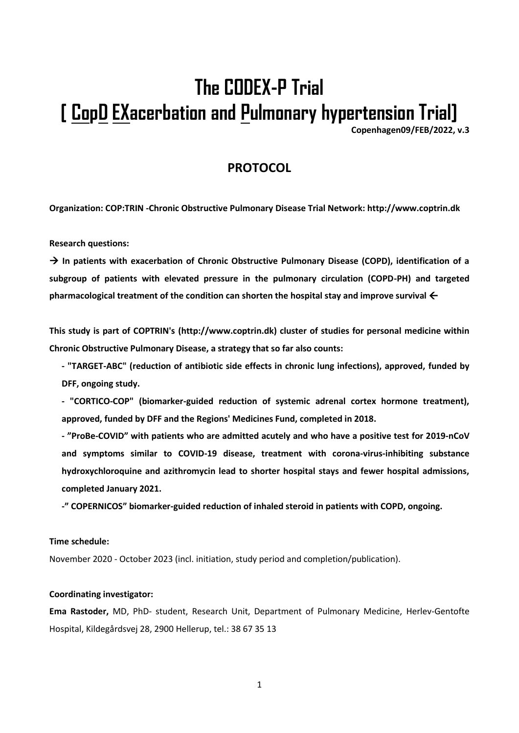# The CODEX-P Trial
# [ CopD EXacerbation and Pulmonary hypertension Trial]

**Copenhagen09/FEB/2022, v.3**

## PROTOCOL

**Organization: COP:TRIN -Chronic Obstructive Pulmonary Disease Trial Network: http://www.coptrin.dk**

**Research questions:**

**→ In patients with exacerbation of Chronic Obstructive Pulmonary Disease (COPD), identification of a subgroup of patients with elevated pressure in the pulmonary circulation (COPD-PH) and targeted pharmacological treatment of the condition can shorten the hospital stay and improve survival ←**

**This study is part of COPTRIN's (http://www.coptrin.dk) cluster of studies for personal medicine within Chronic Obstructive Pulmonary Disease, a strategy that so far also counts:**

- **"TARGET-ABC" (reduction of antibiotic side effects in chronic lung infections), approved, funded by DFF, ongoing study.**
- **"CORTICO-COP" (biomarker-guided reduction of systemic adrenal cortex hormone treatment), approved, funded by DFF and the Regions' Medicines Fund, completed in 2018.**
- **"ProBe-COVID" with patients who are admitted acutely and who have a positive test for 2019-nCoV and symptoms similar to COVID-19 disease, treatment with corona-virus-inhibiting substance hydroxychloroquine and azithromycin lead to shorter hospital stays and fewer hospital admissions, completed January 2021.**
- **" COPERNICOS" biomarker-guided reduction of inhaled steroid in patients with COPD, ongoing.**

**Time schedule:**

November 2020 - October 2023 (incl. initiation, study period and completion/publication).

**Coordinating investigator:**

**Ema Rastoder,** MD, PhD- student, Research Unit, Department of Pulmonary Medicine, Herlev-Gentofte Hospital, Kildegårdsvej 28, 2900 Hellerup, tel.: 38 67 35 13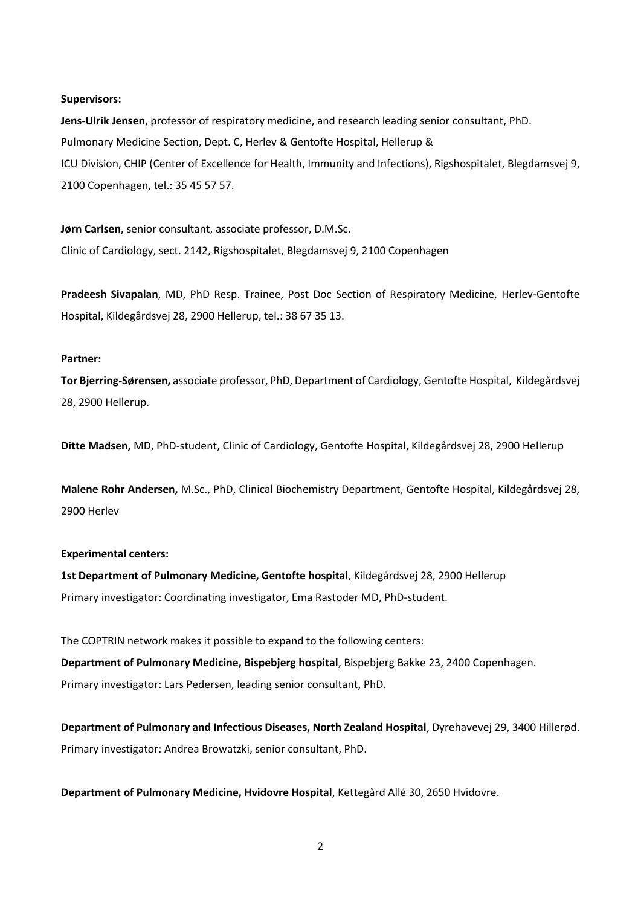**Supervisors:**

**Jens-Ulrik Jensen**, professor of respiratory medicine, and research leading senior consultant, PhD. Pulmonary Medicine Section, Dept. C, Herlev & Gentofte Hospital, Hellerup & ICU Division, CHIP (Center of Excellence for Health, Immunity and Infections), Rigshospitalet, Blegdamsvej 9, 2100 Copenhagen, tel.: 35 45 57 57.

**Jørn Carlsen,** senior consultant, associate professor, D.M.Sc. Clinic of Cardiology, sect. 2142, Rigshospitalet, Blegdamsvej 9, 2100 Copenhagen

**Pradeesh Sivapalan**, MD, PhD Resp. Trainee, Post Doc Section of Respiratory Medicine, Herlev-Gentofte Hospital, Kildegårdsvej 28, 2900 Hellerup, tel.: 38 67 35 13.

**Partner:**

**Tor Bjerring-Sørensen,** associate professor, PhD, Department of Cardiology, Gentofte Hospital, Kildegårdsvej 28, 2900 Hellerup.

**Ditte Madsen,** MD, PhD-student, Clinic of Cardiology, Gentofte Hospital, Kildegårdsvej 28, 2900 Hellerup

**Malene Rohr Andersen,** M.Sc., PhD, Clinical Biochemistry Department, Gentofte Hospital, Kildegårdsvej 28, 2900 Herlev

**Experimental centers:**

**1st Department of Pulmonary Medicine, Gentofte hospital**, Kildegårdsvej 28, 2900 Hellerup
Primary investigator: Coordinating investigator, Ema Rastoder MD, PhD-student.

The COPTRIN network makes it possible to expand to the following centers:

**Department of Pulmonary Medicine, Bispebjerg hospital**, Bispebjerg Bakke 23, 2400 Copenhagen.
Primary investigator: Lars Pedersen, leading senior consultant, PhD.

**Department of Pulmonary and Infectious Diseases, North Zealand Hospital**, Dyrehavevej 29, 3400 Hillerød.
Primary investigator: Andrea Browatzki, senior consultant, PhD.

**Department of Pulmonary Medicine, Hvidovre Hospital**, Kettegård Allé 30, 2650 Hvidovre.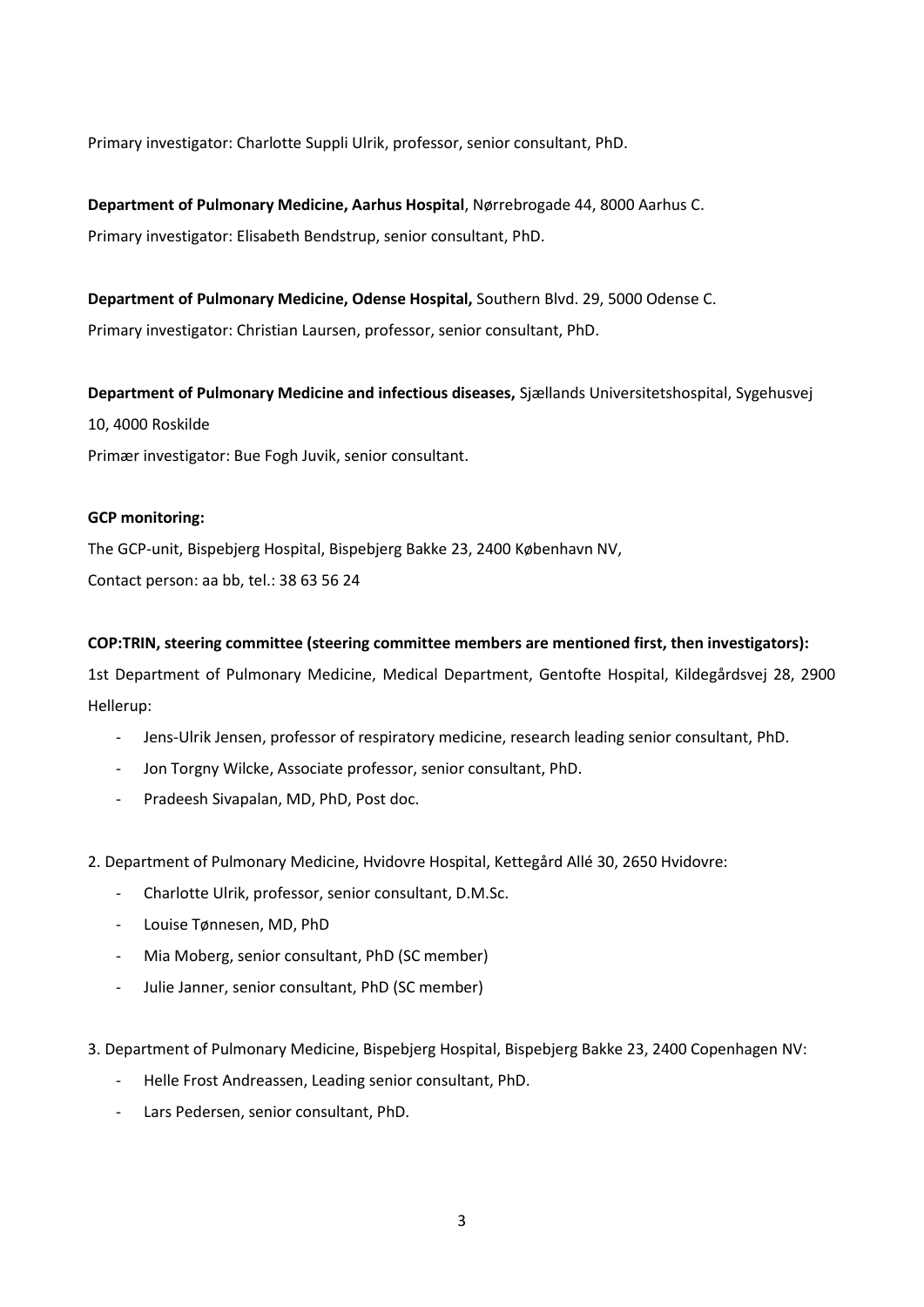Primary investigator: Charlotte Suppli Ulrik, professor, senior consultant, PhD.

**Department of Pulmonary Medicine, Aarhus Hospital**, Nørrebrogade 44, 8000 Aarhus C.
Primary investigator: Elisabeth Bendstrup, senior consultant, PhD.

**Department of Pulmonary Medicine, Odense Hospital,** Southern Blvd. 29, 5000 Odense C.
Primary investigator: Christian Laursen, professor, senior consultant, PhD.

**Department of Pulmonary Medicine and infectious diseases,** Sjællands Universitetshospital, Sygehusvej 10, 4000 Roskilde
Primær investigator: Bue Fogh Juvik, senior consultant.

**GCP monitoring:**

The GCP-unit, Bispebjerg Hospital, Bispebjerg Bakke 23, 2400 København NV,
Contact person: aa bb, tel.: 38 63 56 24

**COP:TRIN, steering committee (steering committee members are mentioned first, then investigators):**

1st Department of Pulmonary Medicine, Medical Department, Gentofte Hospital, Kildegårdsvej 28, 2900 Hellerup:

- Jens-Ulrik Jensen, professor of respiratory medicine, research leading senior consultant, PhD.
- Jon Torgny Wilcke, Associate professor, senior consultant, PhD.
- Pradeesh Sivapalan, MD, PhD, Post doc.

2. Department of Pulmonary Medicine, Hvidovre Hospital, Kettegård Allé 30, 2650 Hvidovre:

- Charlotte Ulrik, professor, senior consultant, D.M.Sc.
- Louise Tønnesen, MD, PhD
- Mia Moberg, senior consultant, PhD (SC member)
- Julie Janner, senior consultant, PhD (SC member)

3. Department of Pulmonary Medicine, Bispebjerg Hospital, Bispebjerg Bakke 23, 2400 Copenhagen NV:

- Helle Frost Andreassen, Leading senior consultant, PhD.
- Lars Pedersen, senior consultant, PhD.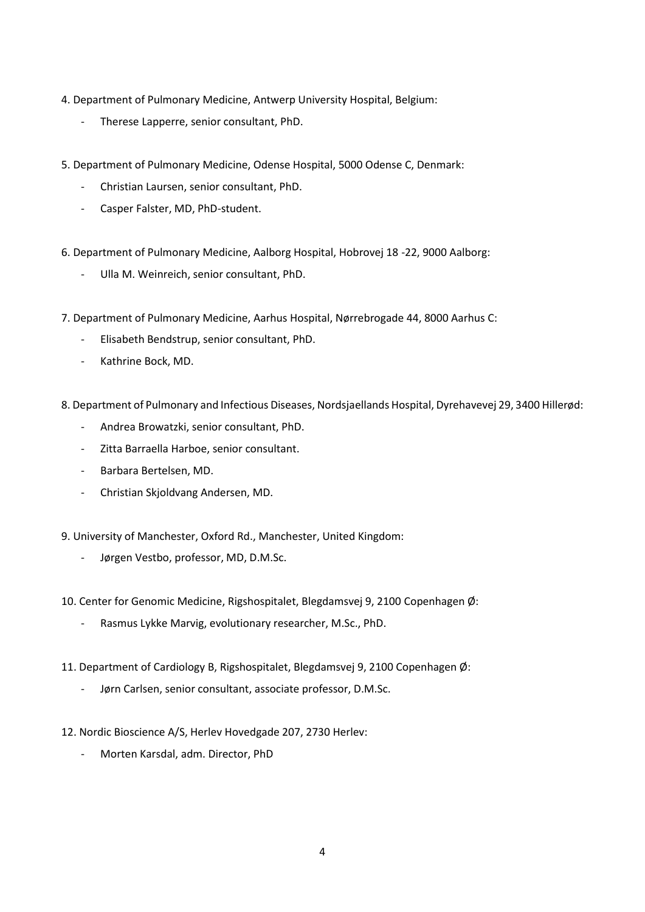4. Department of Pulmonary Medicine, Antwerp University Hospital, Belgium:
    - Therese Lapperre, senior consultant, PhD.

5. Department of Pulmonary Medicine, Odense Hospital, 5000 Odense C, Denmark:
    - Christian Laursen, senior consultant, PhD.
    - Casper Falster, MD, PhD-student.

6. Department of Pulmonary Medicine, Aalborg Hospital, Hobrovej 18 -22, 9000 Aalborg:
    - Ulla M. Weinreich, senior consultant, PhD.

7. Department of Pulmonary Medicine, Aarhus Hospital, Nørrebrogade 44, 8000 Aarhus C:
    - Elisabeth Bendstrup, senior consultant, PhD.
    - Kathrine Bock, MD.

8. Department of Pulmonary and Infectious Diseases, Nordsjaellands Hospital, Dyrehavevej 29, 3400 Hillerød:
    - Andrea Browatzki, senior consultant, PhD.
    - Zitta Barraella Harboe, senior consultant.
    - Barbara Bertelsen, MD.
    - Christian Skjoldvang Andersen, MD.

9. University of Manchester, Oxford Rd., Manchester, United Kingdom:
    - Jørgen Vestbo, professor, MD, D.M.Sc.

10. Center for Genomic Medicine, Rigshospitalet, Blegdamsvej 9, 2100 Copenhagen Ø:
    - Rasmus Lykke Marvig, evolutionary researcher, M.Sc., PhD.

11. Department of Cardiology B, Rigshospitalet, Blegdamsvej 9, 2100 Copenhagen Ø:
    - Jørn Carlsen, senior consultant, associate professor, D.M.Sc.

12. Nordic Bioscience A/S, Herlev Hovedgade 207, 2730 Herlev:
    - Morten Karsdal, adm. Director, PhD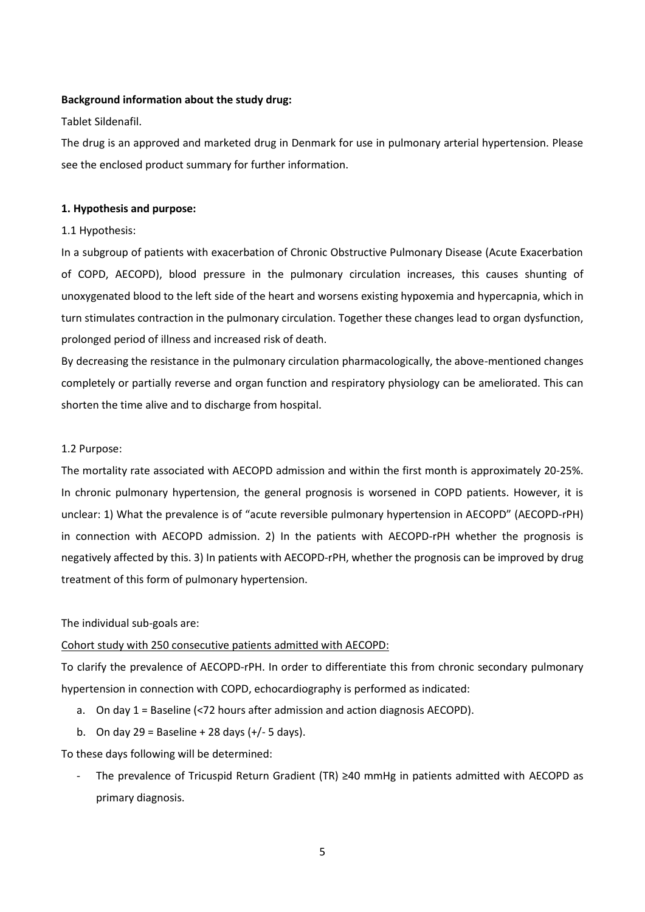**Background information about the study drug:**

Tablet Sildenafil.

The drug is an approved and marketed drug in Denmark for use in pulmonary arterial hypertension. Please see the enclosed product summary for further information.

**1. Hypothesis and purpose:**

1.1 Hypothesis:

In a subgroup of patients with exacerbation of Chronic Obstructive Pulmonary Disease (Acute Exacerbation of COPD, AECOPD), blood pressure in the pulmonary circulation increases, this causes shunting of unoxygenated blood to the left side of the heart and worsens existing hypoxemia and hypercapnia, which in turn stimulates contraction in the pulmonary circulation. Together these changes lead to organ dysfunction, prolonged period of illness and increased risk of death.

By decreasing the resistance in the pulmonary circulation pharmacologically, the above-mentioned changes completely or partially reverse and organ function and respiratory physiology can be ameliorated. This can shorten the time alive and to discharge from hospital.

1.2 Purpose:

The mortality rate associated with AECOPD admission and within the first month is approximately 20-25%. In chronic pulmonary hypertension, the general prognosis is worsened in COPD patients. However, it is unclear: 1) What the prevalence is of "acute reversible pulmonary hypertension in AECOPD" (AECOPD-rPH) in connection with AECOPD admission. 2) In the patients with AECOPD-rPH whether the prognosis is negatively affected by this. 3) In patients with AECOPD-rPH, whether the prognosis can be improved by drug treatment of this form of pulmonary hypertension.

The individual sub-goals are:

<u>Cohort study with 250 consecutive patients admitted with AECOPD:</u>

To clarify the prevalence of AECOPD-rPH. In order to differentiate this from chronic secondary pulmonary hypertension in connection with COPD, echocardiography is performed as indicated:

a. On day 1 = Baseline (<72 hours after admission and action diagnosis AECOPD).
b. On day 29 = Baseline + 28 days (+/- 5 days).

To these days following will be determined:

- The prevalence of Tricuspid Return Gradient (TR) ≥40 mmHg in patients admitted with AECOPD as primary diagnosis.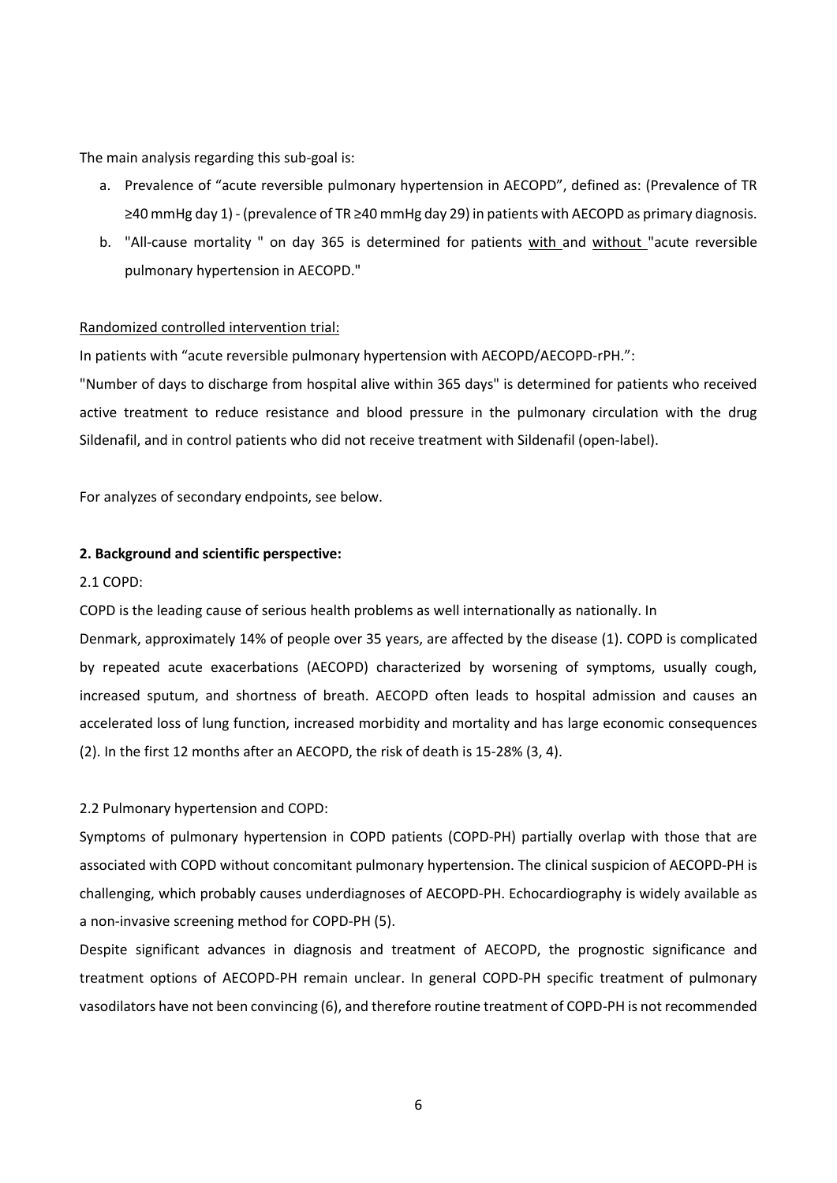The main analysis regarding this sub-goal is:

a. Prevalence of "acute reversible pulmonary hypertension in AECOPD", defined as: (Prevalence of TR ≥40 mmHg day 1) - (prevalence of TR ≥40 mmHg day 29) in patients with AECOPD as primary diagnosis.
b. "All-cause mortality " on day 365 is determined for patients with and without "acute reversible pulmonary hypertension in AECOPD."

Randomized controlled intervention trial:

In patients with "acute reversible pulmonary hypertension with AECOPD/AECOPD-rPH.":

"Number of days to discharge from hospital alive within 365 days" is determined for patients who received active treatment to reduce resistance and blood pressure in the pulmonary circulation with the drug Sildenafil, and in control patients who did not receive treatment with Sildenafil (open-label).

For analyzes of secondary endpoints, see below.

**2. Background and scientific perspective:**

2.1 COPD:

COPD is the leading cause of serious health problems as well internationally as nationally. In Denmark, approximately 14% of people over 35 years, are affected by the disease (1). COPD is complicated by repeated acute exacerbations (AECOPD) characterized by worsening of symptoms, usually cough, increased sputum, and shortness of breath. AECOPD often leads to hospital admission and causes an accelerated loss of lung function, increased morbidity and mortality and has large economic consequences (2). In the first 12 months after an AECOPD, the risk of death is 15-28% (3, 4).

2.2 Pulmonary hypertension and COPD:

Symptoms of pulmonary hypertension in COPD patients (COPD-PH) partially overlap with those that are associated with COPD without concomitant pulmonary hypertension. The clinical suspicion of AECOPD-PH is challenging, which probably causes underdiagnoses of AECOPD-PH. Echocardiography is widely available as a non-invasive screening method for COPD-PH (5).

Despite significant advances in diagnosis and treatment of AECOPD, the prognostic significance and treatment options of AECOPD-PH remain unclear. In general COPD-PH specific treatment of pulmonary vasodilators have not been convincing (6), and therefore routine treatment of COPD-PH is not recommended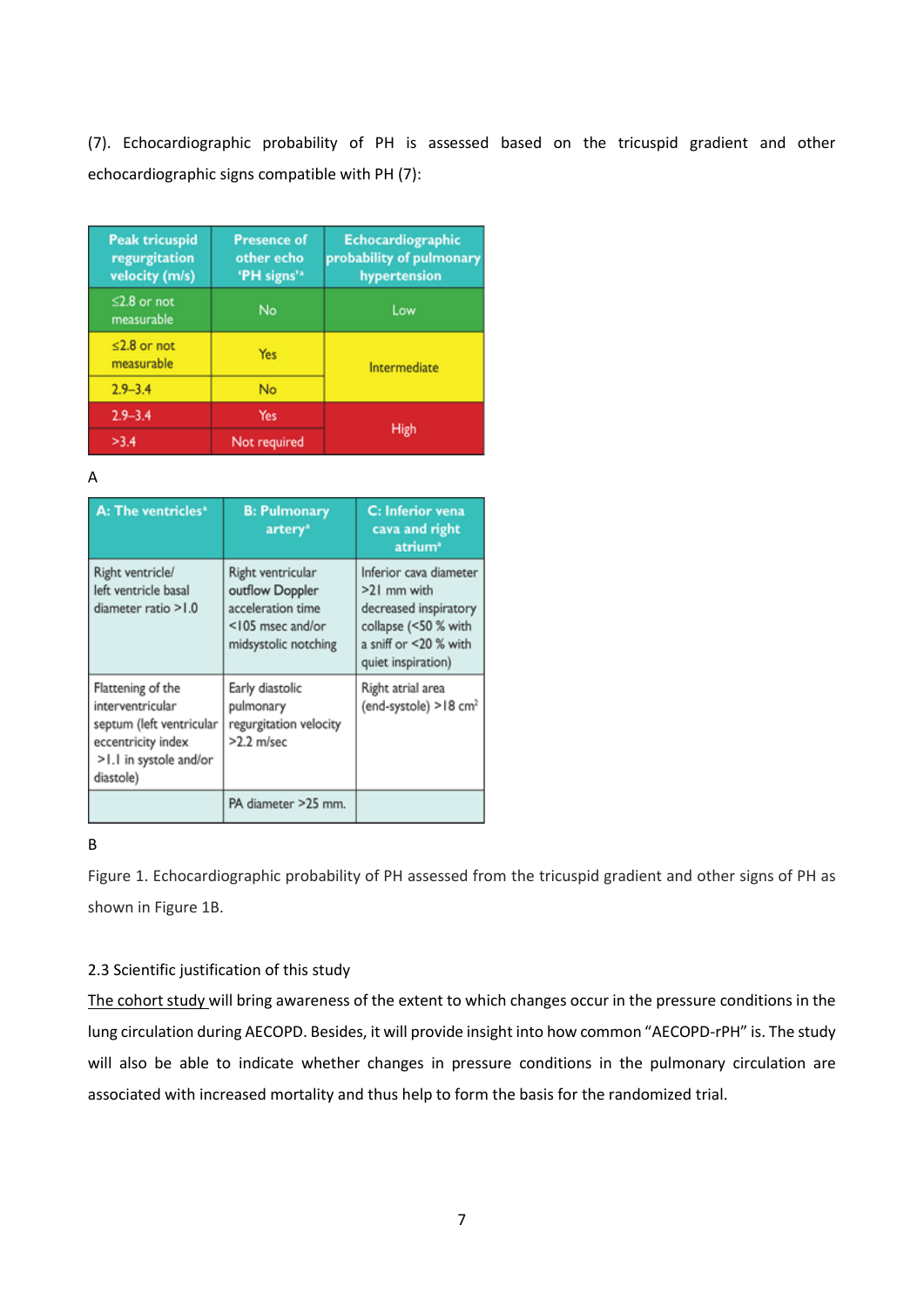(7). Echocardiographic probability of PH is assessed based on the tricuspid gradient and other echocardiographic signs compatible with PH (7):

| Peak tricuspid regurgitation velocity (m/s) | Presence of other echo 'PH signs'[a] | Echocardiographic probability of pulmonary hypertension |
|---|---|---|
| ≤2.8 or not measurable | No | Low |
| ≤2.8 or not measurable | Yes | Intermediate |
| 2.9–3.4 | No | |
| 2.9–3.4 | Yes | High |
| >3.4 | Not required | |

A

| A: The ventricles[a] | B: Pulmonary artery[a] | C: Inferior vena cava and right atrium[a] |
|---|---|---|
| Right ventricle/ left ventricle basal diameter ratio >1.0 | Right ventricular outflow Doppler acceleration time <105 msec and/or midsystolic notching | Inferior cava diameter >21 mm with decreased inspiratory collapse (<50 % with a sniff or <20 % with quiet inspiration) |
| Flattening of the interventricular septum (left ventricular eccentricity index >1.1 in systole and/or diastole) | Early diastolic pulmonary regurgitation velocity >2.2 m/sec | Right atrial area (end-systole) >18 cm$^2$ |
| | PA diameter >25 mm. | |

B

Figure 1. Echocardiographic probability of PH assessed from the tricuspid gradient and other signs of PH as shown in Figure 1B.

### 2.3 Scientific justification of this study

The cohort study will bring awareness of the extent to which changes occur in the pressure conditions in the lung circulation during AECOPD. Besides, it will provide insight into how common "AECOPD-rPH" is. The study will also be able to indicate whether changes in pressure conditions in the pulmonary circulation are associated with increased mortality and thus help to form the basis for the randomized trial.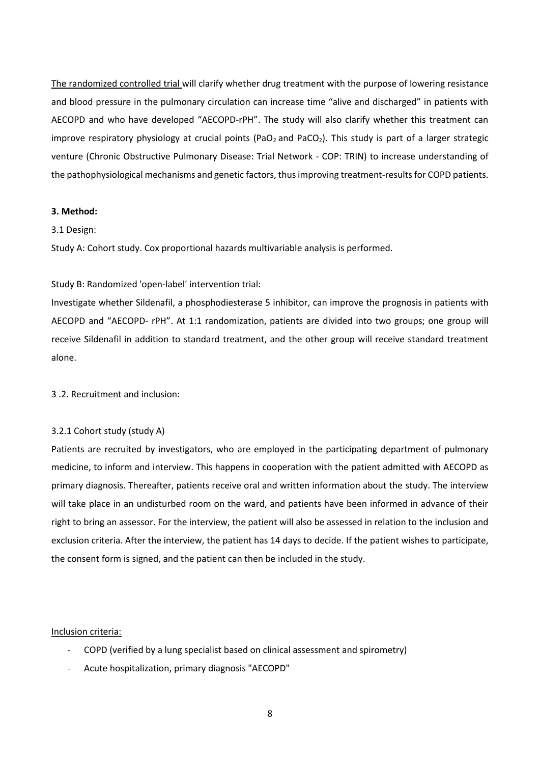<u>The randomized controlled trial</u> will clarify whether drug treatment with the purpose of lowering resistance and blood pressure in the pulmonary circulation can increase time "alive and discharged" in patients with AECOPD and who have developed "AECOPD-rPH". The study will also clarify whether this treatment can improve respiratory physiology at crucial points ($PaO_2$ and $PaCO_2$). This study is part of a larger strategic venture (Chronic Obstructive Pulmonary Disease: Trial Network - COP: TRIN) to increase understanding of the pathophysiological mechanisms and genetic factors, thus improving treatment-results for COPD patients.

**3. Method:**

3.1 Design:

Study A: Cohort study. Cox proportional hazards multivariable analysis is performed.

Study B: Randomized 'open-label' intervention trial:

Investigate whether Sildenafil, a phosphodiesterase 5 inhibitor, can improve the prognosis in patients with AECOPD and "AECOPD- rPH". At 1:1 randomization, patients are divided into two groups; one group will receive Sildenafil in addition to standard treatment, and the other group will receive standard treatment alone.

3 .2. Recruitment and inclusion:

3.2.1 Cohort study (study A)

Patients are recruited by investigators, who are employed in the participating department of pulmonary medicine, to inform and interview. This happens in cooperation with the patient admitted with AECOPD as primary diagnosis. Thereafter, patients receive oral and written information about the study. The interview will take place in an undisturbed room on the ward, and patients have been informed in advance of their right to bring an assessor. For the interview, the patient will also be assessed in relation to the inclusion and exclusion criteria. After the interview, the patient has 14 days to decide. If the patient wishes to participate, the consent form is signed, and the patient can then be included in the study.

<u>Inclusion criteria:</u>

- COPD (verified by a lung specialist based on clinical assessment and spirometry)
- Acute hospitalization, primary diagnosis "AECOPD"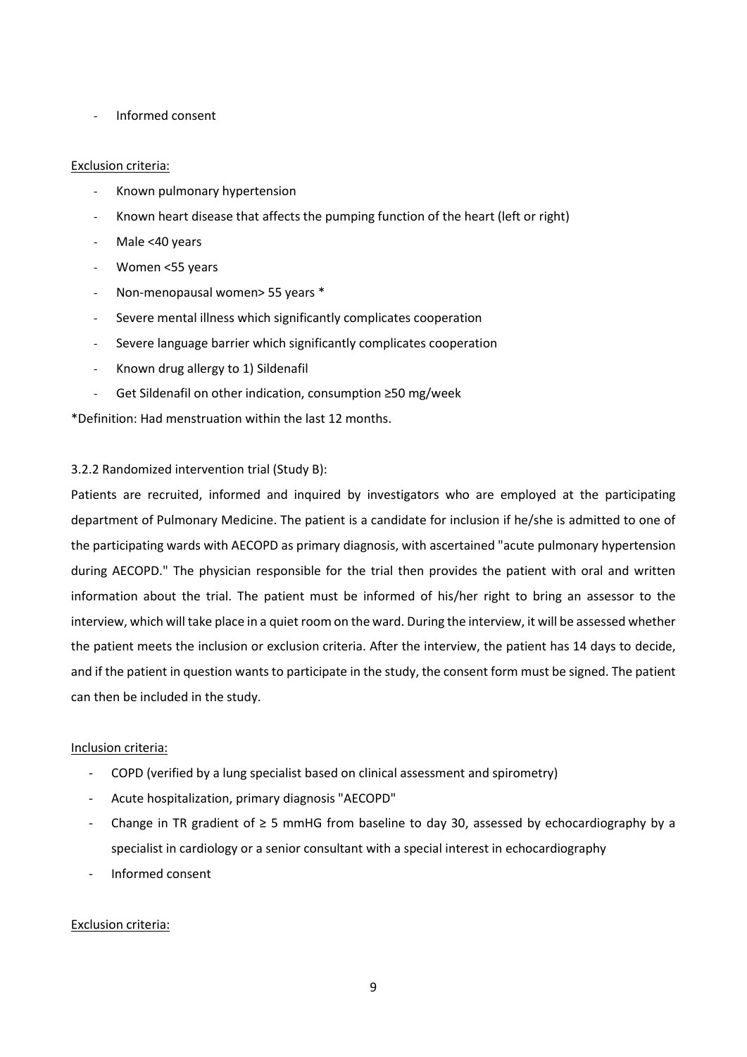- Informed consent

Exclusion criteria:

- Known pulmonary hypertension
- Known heart disease that affects the pumping function of the heart (left or right)
- Male <40 years
- Women <55 years
- Non-menopausal women> 55 years *
- Severe mental illness which significantly complicates cooperation
- Severe language barrier which significantly complicates cooperation
- Known drug allergy to 1) Sildenafil
- Get Sildenafil on other indication, consumption ≥50 mg/week

*Definition: Had menstruation within the last 12 months.

3.2.2 Randomized intervention trial (Study B):

Patients are recruited, informed and inquired by investigators who are employed at the participating department of Pulmonary Medicine. The patient is a candidate for inclusion if he/she is admitted to one of the participating wards with AECOPD as primary diagnosis, with ascertained "acute pulmonary hypertension during AECOPD." The physician responsible for the trial then provides the patient with oral and written information about the trial. The patient must be informed of his/her right to bring an assessor to the interview, which will take place in a quiet room on the ward. During the interview, it will be assessed whether the patient meets the inclusion or exclusion criteria. After the interview, the patient has 14 days to decide, and if the patient in question wants to participate in the study, the consent form must be signed. The patient can then be included in the study.

Inclusion criteria:

- COPD (verified by a lung specialist based on clinical assessment and spirometry)
- Acute hospitalization, primary diagnosis "AECOPD"
- Change in TR gradient of ≥ 5 mmHG from baseline to day 30, assessed by echocardiography by a specialist in cardiology or a senior consultant with a special interest in echocardiography
- Informed consent

Exclusion criteria: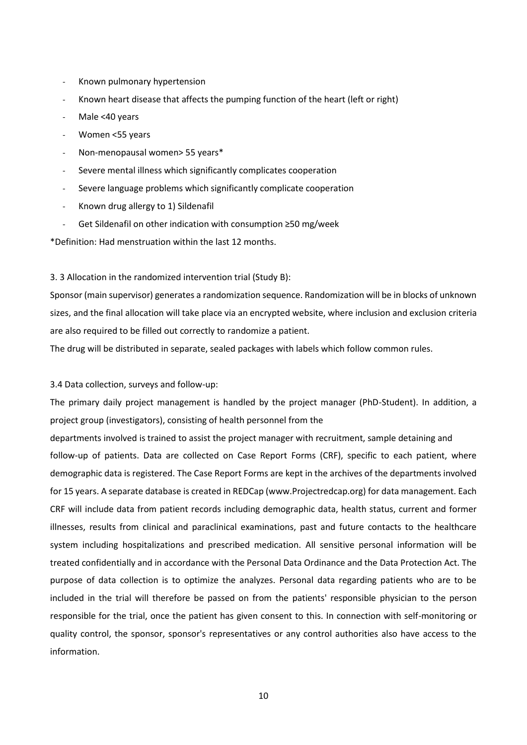- Known pulmonary hypertension
- Known heart disease that affects the pumping function of the heart (left or right)
- Male <40 years
- Women <55 years
- Non-menopausal women> 55 years*
- Severe mental illness which significantly complicates cooperation
- Severe language problems which significantly complicate cooperation
- Known drug allergy to 1) Sildenafil
- Get Sildenafil on other indication with consumption ≥50 mg/week

*Definition: Had menstruation within the last 12 months.

3. 3 Allocation in the randomized intervention trial (Study B):

Sponsor (main supervisor) generates a randomization sequence. Randomization will be in blocks of unknown sizes, and the final allocation will take place via an encrypted website, where inclusion and exclusion criteria are also required to be filled out correctly to randomize a patient.

The drug will be distributed in separate, sealed packages with labels which follow common rules.

3.4 Data collection, surveys and follow-up:

The primary daily project management is handled by the project manager (PhD-Student). In addition, a project group (investigators), consisting of health personnel from the departments involved is trained to assist the project manager with recruitment, sample detaining and follow-up of patients. Data are collected on Case Report Forms (CRF), specific to each patient, where demographic data is registered. The Case Report Forms are kept in the archives of the departments involved for 15 years. A separate database is created in REDCap (www.Projectredcap.org) for data management. Each CRF will include data from patient records including demographic data, health status, current and former illnesses, results from clinical and paraclinical examinations, past and future contacts to the healthcare system including hospitalizations and prescribed medication. All sensitive personal information will be treated confidentially and in accordance with the Personal Data Ordinance and the Data Protection Act. The purpose of data collection is to optimize the analyzes. Personal data regarding patients who are to be included in the trial will therefore be passed on from the patients' responsible physician to the person responsible for the trial, once the patient has given consent to this. In connection with self-monitoring or quality control, the sponsor, sponsor's representatives or any control authorities also have access to the information.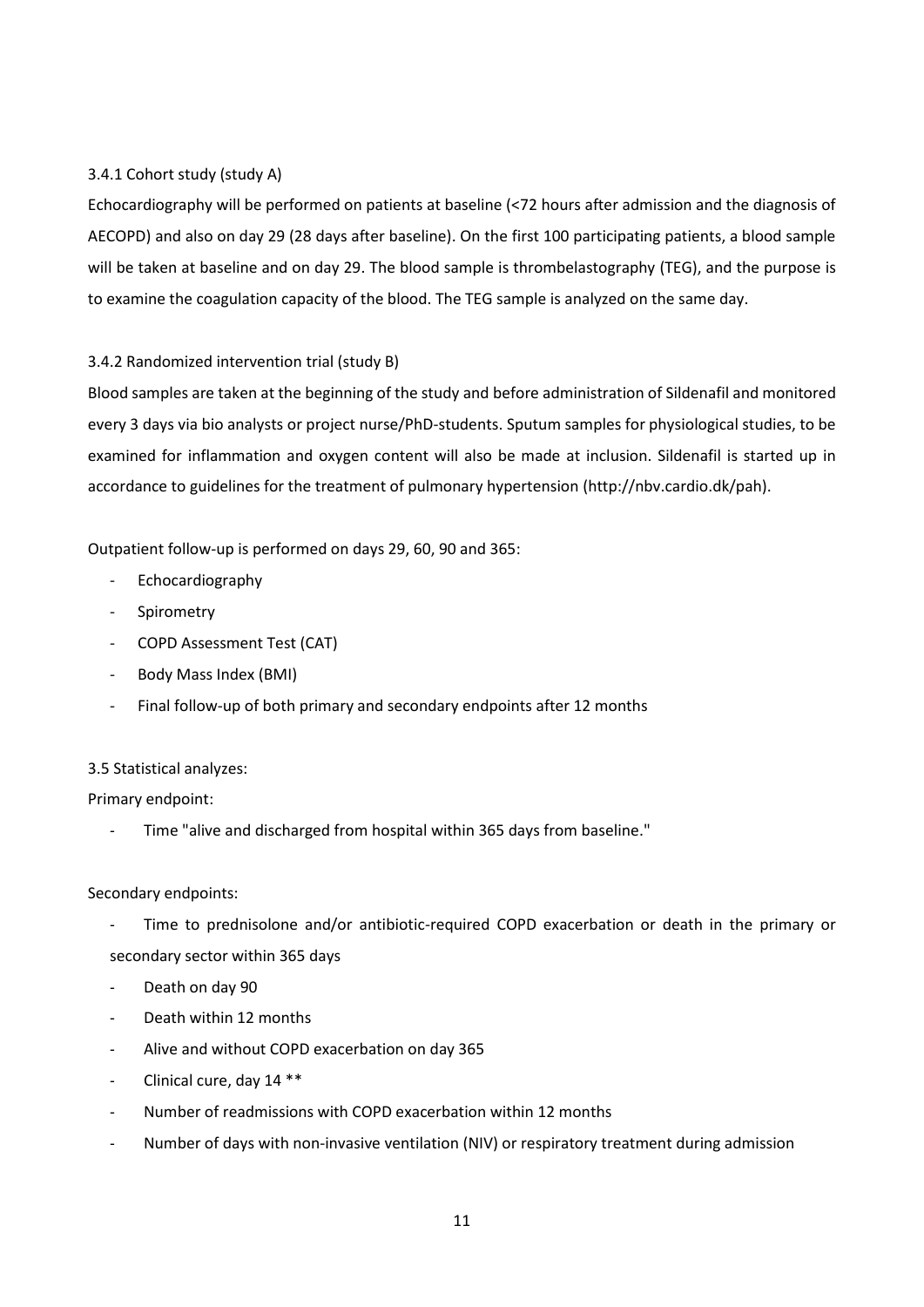#### 3.4.1 Cohort study (study A)

Echocardiography will be performed on patients at baseline (<72 hours after admission and the diagnosis of AECOPD) and also on day 29 (28 days after baseline). On the first 100 participating patients, a blood sample will be taken at baseline and on day 29. The blood sample is thrombelastography (TEG), and the purpose is to examine the coagulation capacity of the blood. The TEG sample is analyzed on the same day.

#### 3.4.2 Randomized intervention trial (study B)

Blood samples are taken at the beginning of the study and before administration of Sildenafil and monitored every 3 days via bio analysts or project nurse/PhD-students. Sputum samples for physiological studies, to be examined for inflammation and oxygen content will also be made at inclusion. Sildenafil is started up in accordance to guidelines for the treatment of pulmonary hypertension (http://nbv.cardio.dk/pah).

Outpatient follow-up is performed on days 29, 60, 90 and 365:

- Echocardiography
- Spirometry
- COPD Assessment Test (CAT)
- Body Mass Index (BMI)
- Final follow-up of both primary and secondary endpoints after 12 months

### 3.5 Statistical analyzes:

Primary endpoint:

- Time "alive and discharged from hospital within 365 days from baseline."

Secondary endpoints:

- Time to prednisolone and/or antibiotic-required COPD exacerbation or death in the primary or secondary sector within 365 days
- Death on day 90
- Death within 12 months
- Alive and without COPD exacerbation on day 365
- Clinical cure, day 14 **
- Number of readmissions with COPD exacerbation within 12 months
- Number of days with non-invasive ventilation (NIV) or respiratory treatment during admission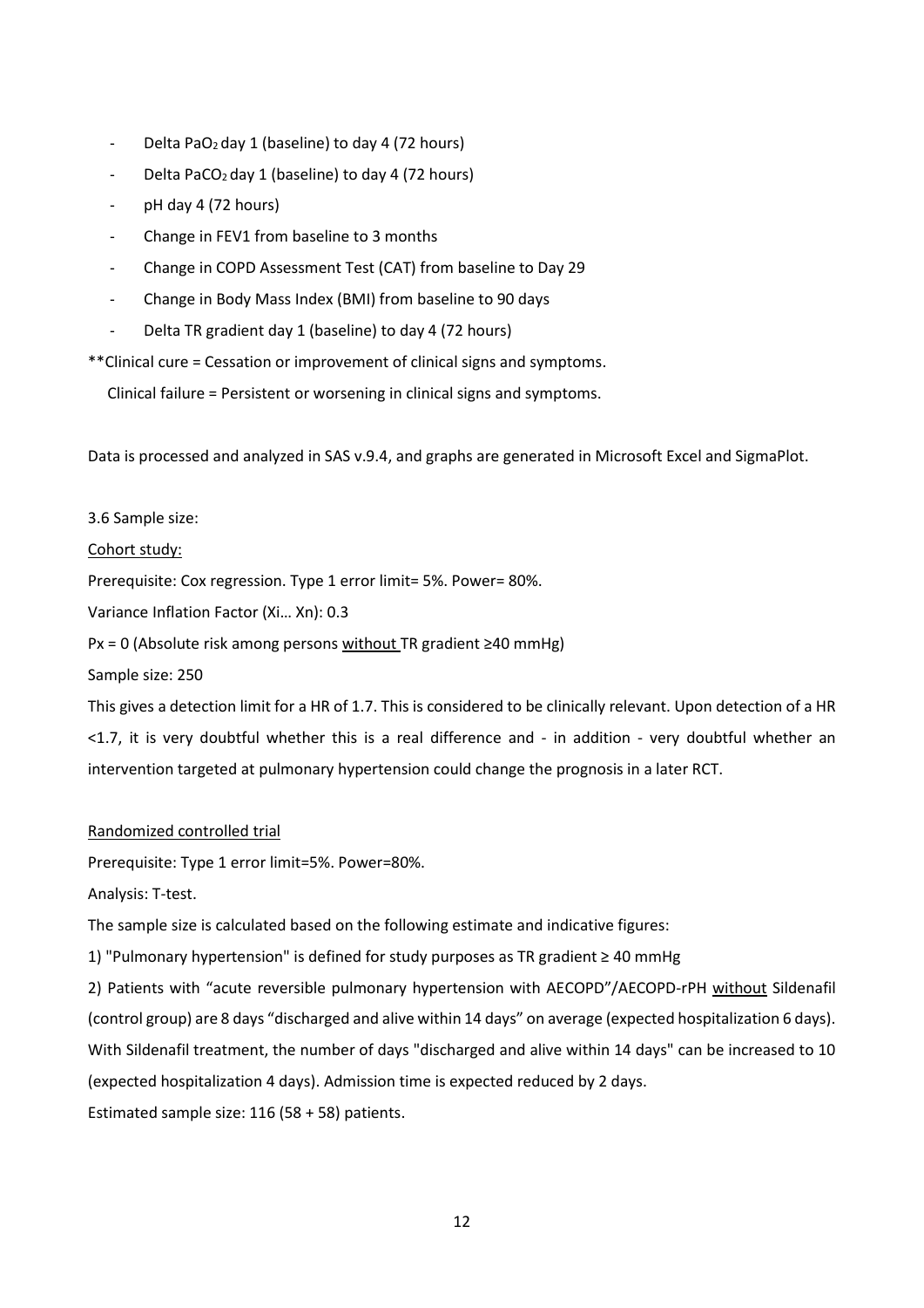- Delta $PaO_2$ day 1 (baseline) to day 4 (72 hours)
- Delta $PaCO_2$ day 1 (baseline) to day 4 (72 hours)
- pH day 4 (72 hours)
- Change in FEV1 from baseline to 3 months
- Change in COPD Assessment Test (CAT) from baseline to Day 29
- Change in Body Mass Index (BMI) from baseline to 90 days
- Delta TR gradient day 1 (baseline) to day 4 (72 hours)

**Clinical cure = Cessation or improvement of clinical signs and symptoms.
Clinical failure = Persistent or worsening in clinical signs and symptoms.

Data is processed and analyzed in SAS v.9.4, and graphs are generated in Microsoft Excel and SigmaPlot.

3.6 Sample size:

<u>Cohort study:</u>

Prerequisite: Cox regression. Type 1 error limit= 5%. Power= 80%.

Variance Inflation Factor (Xi… Xn): 0.3

Px = 0 (Absolute risk among persons <u>without</u> TR gradient ≥40 mmHg)

Sample size: 250

This gives a detection limit for a HR of 1.7. This is considered to be clinically relevant. Upon detection of a HR <1.7, it is very doubtful whether this is a real difference and - in addition - very doubtful whether an intervention targeted at pulmonary hypertension could change the prognosis in a later RCT.

<u>Randomized controlled trial</u>

Prerequisite: Type 1 error limit=5%. Power=80%.

Analysis: T-test.

The sample size is calculated based on the following estimate and indicative figures:

1) "Pulmonary hypertension" is defined for study purposes as TR gradient ≥ 40 mmHg

2) Patients with "acute reversible pulmonary hypertension with AECOPD"/AECOPD-rPH <u>without</u> Sildenafil (control group) are 8 days "discharged and alive within 14 days" on average (expected hospitalization 6 days). With Sildenafil treatment, the number of days "discharged and alive within 14 days" can be increased to 10 (expected hospitalization 4 days). Admission time is expected reduced by 2 days.

Estimated sample size: 116 (58 + 58) patients.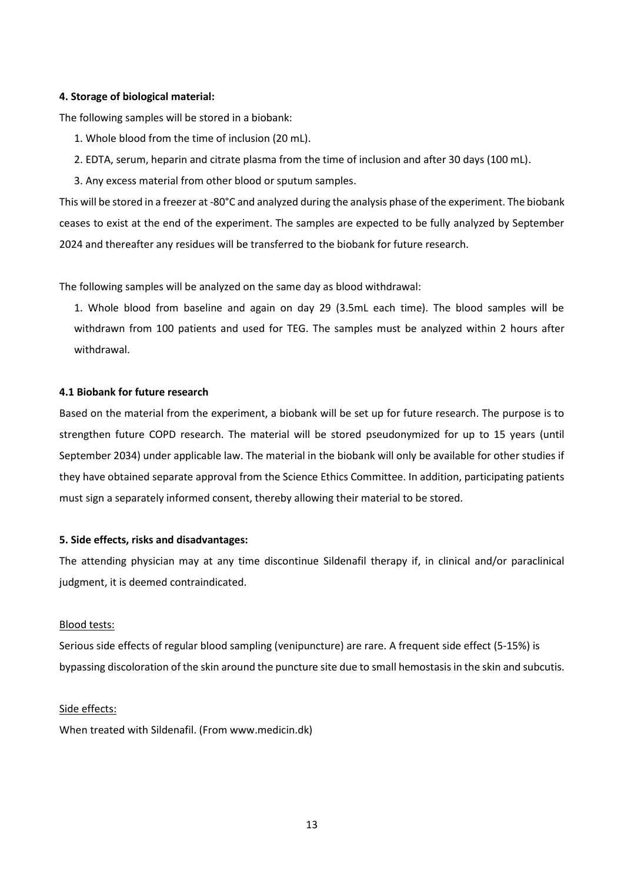**4. Storage of biological material:**

The following samples will be stored in a biobank:

1. Whole blood from the time of inclusion (20 mL).
2. EDTA, serum, heparin and citrate plasma from the time of inclusion and after 30 days (100 mL).
3. Any excess material from other blood or sputum samples.

This will be stored in a freezer at -80°C and analyzed during the analysis phase of the experiment. The biobank ceases to exist at the end of the experiment. The samples are expected to be fully analyzed by September 2024 and thereafter any residues will be transferred to the biobank for future research.

The following samples will be analyzed on the same day as blood withdrawal:

1. Whole blood from baseline and again on day 29 (3.5mL each time). The blood samples will be withdrawn from 100 patients and used for TEG. The samples must be analyzed within 2 hours after withdrawal.

**4.1 Biobank for future research**

Based on the material from the experiment, a biobank will be set up for future research. The purpose is to strengthen future COPD research. The material will be stored pseudonymized for up to 15 years (until September 2034) under applicable law. The material in the biobank will only be available for other studies if they have obtained separate approval from the Science Ethics Committee. In addition, participating patients must sign a separately informed consent, thereby allowing their material to be stored.

**5. Side effects, risks and disadvantages:**

The attending physician may at any time discontinue Sildenafil therapy if, in clinical and/or paraclinical judgment, it is deemed contraindicated.

Blood tests:

Serious side effects of regular blood sampling (venipuncture) are rare. A frequent side effect (5-15%) is bypassing discoloration of the skin around the puncture site due to small hemostasis in the skin and subcutis.

Side effects:

When treated with Sildenafil. (From www.medicin.dk)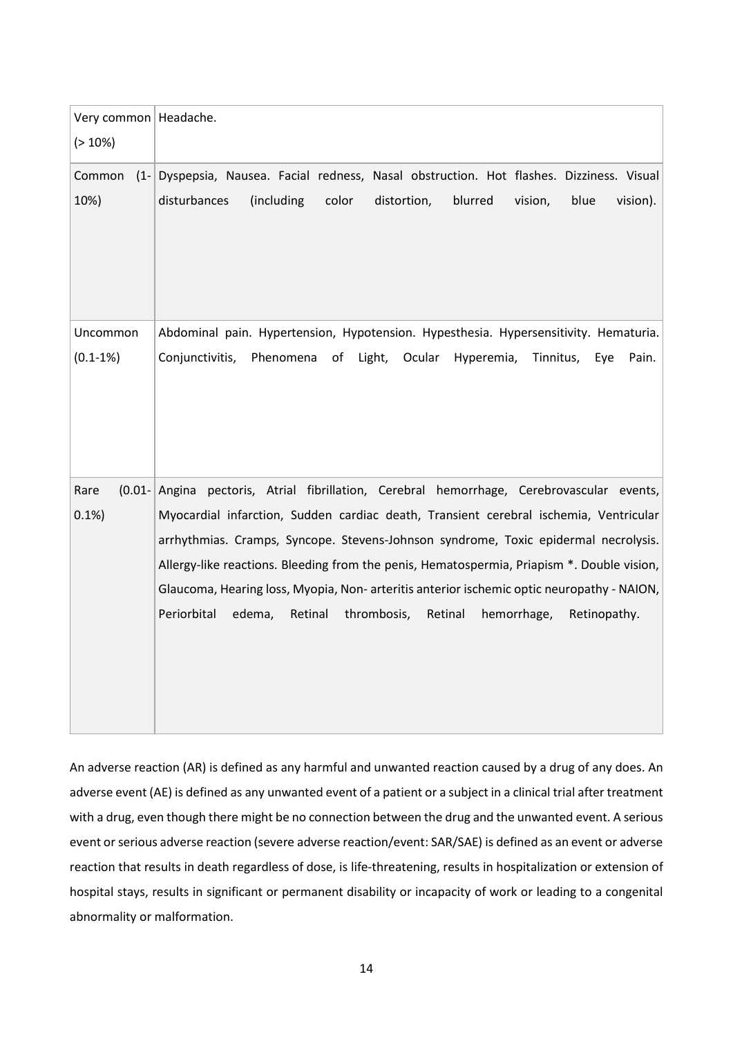| Very common (> 10%) | Headache. |
|---|---|
| Common (1-10%) | Dyspepsia, Nausea. Facial redness, Nasal obstruction. Hot flashes. Dizziness. Visual disturbances (including color distortion, blurred vision, blue vision). |
| Uncommon (0.1-1%) | Abdominal pain. Hypertension, Hypotension. Hypesthesia. Hypersensitivity. Hematuria. Conjunctivitis, Phenomena of Light, Ocular Hyperemia, Tinnitus, Eye Pain. |
| Rare (0.01-0.1%) | Angina pectoris, Atrial fibrillation, Cerebral hemorrhage, Cerebrovascular events, Myocardial infarction, Sudden cardiac death, Transient cerebral ischemia, Ventricular arrhythmias. Cramps, Syncope. Stevens-Johnson syndrome, Toxic epidermal necrolysis. Allergy-like reactions. Bleeding from the penis, Hematospermia, Priapism *. Double vision, Glaucoma, Hearing loss, Myopia, Non- arteritis anterior ischemic optic neuropathy - NAION, Periorbital edema, Retinal thrombosis, Retinal hemorrhage, Retinopathy. |

An adverse reaction (AR) is defined as any harmful and unwanted reaction caused by a drug of any does. An adverse event (AE) is defined as any unwanted event of a patient or a subject in a clinical trial after treatment with a drug, even though there might be no connection between the drug and the unwanted event. A serious event or serious adverse reaction (severe adverse reaction/event: SAR/SAE) is defined as an event or adverse reaction that results in death regardless of dose, is life-threatening, results in hospitalization or extension of hospital stays, results in significant or permanent disability or incapacity of work or leading to a congenital abnormality or malformation.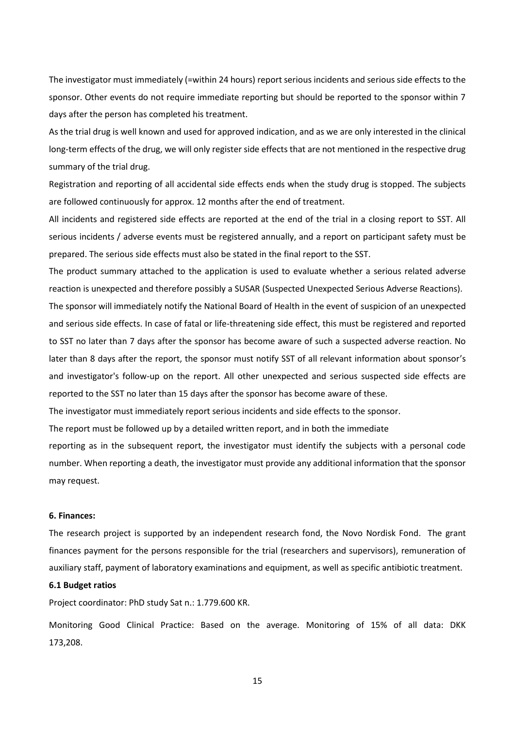The investigator must immediately (=within 24 hours) report serious incidents and serious side effects to the sponsor. Other events do not require immediate reporting but should be reported to the sponsor within 7 days after the person has completed his treatment.

As the trial drug is well known and used for approved indication, and as we are only interested in the clinical long-term effects of the drug, we will only register side effects that are not mentioned in the respective drug summary of the trial drug.

Registration and reporting of all accidental side effects ends when the study drug is stopped. The subjects are followed continuously for approx. 12 months after the end of treatment.

All incidents and registered side effects are reported at the end of the trial in a closing report to SST. All serious incidents / adverse events must be registered annually, and a report on participant safety must be prepared. The serious side effects must also be stated in the final report to the SST.

The product summary attached to the application is used to evaluate whether a serious related adverse reaction is unexpected and therefore possibly a SUSAR (Suspected Unexpected Serious Adverse Reactions).

The sponsor will immediately notify the National Board of Health in the event of suspicion of an unexpected and serious side effects. In case of fatal or life-threatening side effect, this must be registered and reported to SST no later than 7 days after the sponsor has become aware of such a suspected adverse reaction. No later than 8 days after the report, the sponsor must notify SST of all relevant information about sponsor's and investigator's follow-up on the report. All other unexpected and serious suspected side effects are reported to the SST no later than 15 days after the sponsor has become aware of these.

The investigator must immediately report serious incidents and side effects to the sponsor.

The report must be followed up by a detailed written report, and in both the immediate reporting as in the subsequent report, the investigator must identify the subjects with a personal code number. When reporting a death, the investigator must provide any additional information that the sponsor may request.

**6. Finances:**

The research project is supported by an independent research fond, the Novo Nordisk Fond. The grant finances payment for the persons responsible for the trial (researchers and supervisors), remuneration of auxiliary staff, payment of laboratory examinations and equipment, as well as specific antibiotic treatment.

**6.1 Budget ratios**

Project coordinator: PhD study Sat n.: 1.779.600 KR.

Monitoring Good Clinical Practice: Based on the average. Monitoring of 15% of all data: DKK 173,208.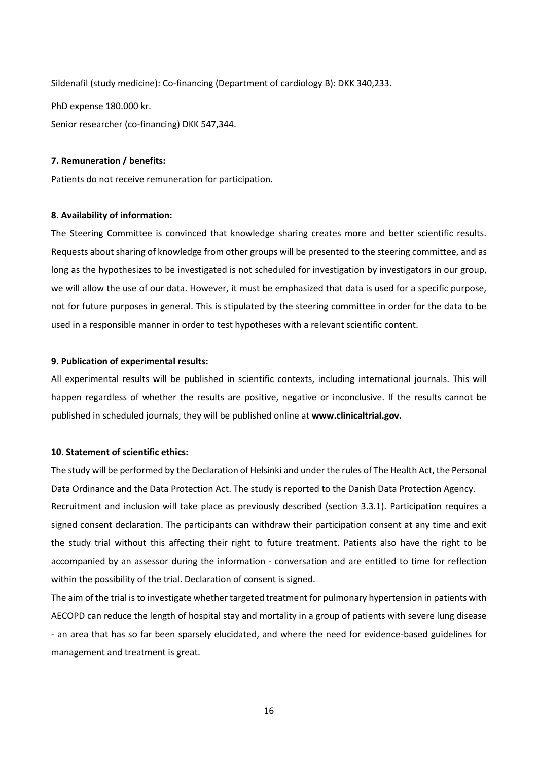Sildenafil (study medicine): Co-financing (Department of cardiology B): DKK 340,233.

PhD expense 180.000 kr.

Senior researcher (co-financing) DKK 547,344.

**7. Remuneration / benefits:**

Patients do not receive remuneration for participation.

**8. Availability of information:**

The Steering Committee is convinced that knowledge sharing creates more and better scientific results. Requests about sharing of knowledge from other groups will be presented to the steering committee, and as long as the hypothesizes to be investigated is not scheduled for investigation by investigators in our group, we will allow the use of our data. However, it must be emphasized that data is used for a specific purpose, not for future purposes in general. This is stipulated by the steering committee in order for the data to be used in a responsible manner in order to test hypotheses with a relevant scientific content.

**9. Publication of experimental results:**

All experimental results will be published in scientific contexts, including international journals. This will happen regardless of whether the results are positive, negative or inconclusive. If the results cannot be published in scheduled journals, they will be published online at **www.clinicaltrial.gov.**

**10. Statement of scientific ethics:**

The study will be performed by the Declaration of Helsinki and under the rules of The Health Act, the Personal Data Ordinance and the Data Protection Act. The study is reported to the Danish Data Protection Agency.

Recruitment and inclusion will take place as previously described (section 3.3.1). Participation requires a signed consent declaration. The participants can withdraw their participation consent at any time and exit the study trial without this affecting their right to future treatment. Patients also have the right to be accompanied by an assessor during the information - conversation and are entitled to time for reflection within the possibility of the trial. Declaration of consent is signed.

The aim of the trial is to investigate whether targeted treatment for pulmonary hypertension in patients with AECOPD can reduce the length of hospital stay and mortality in a group of patients with severe lung disease - an area that has so far been sparsely elucidated, and where the need for evidence-based guidelines for management and treatment is great.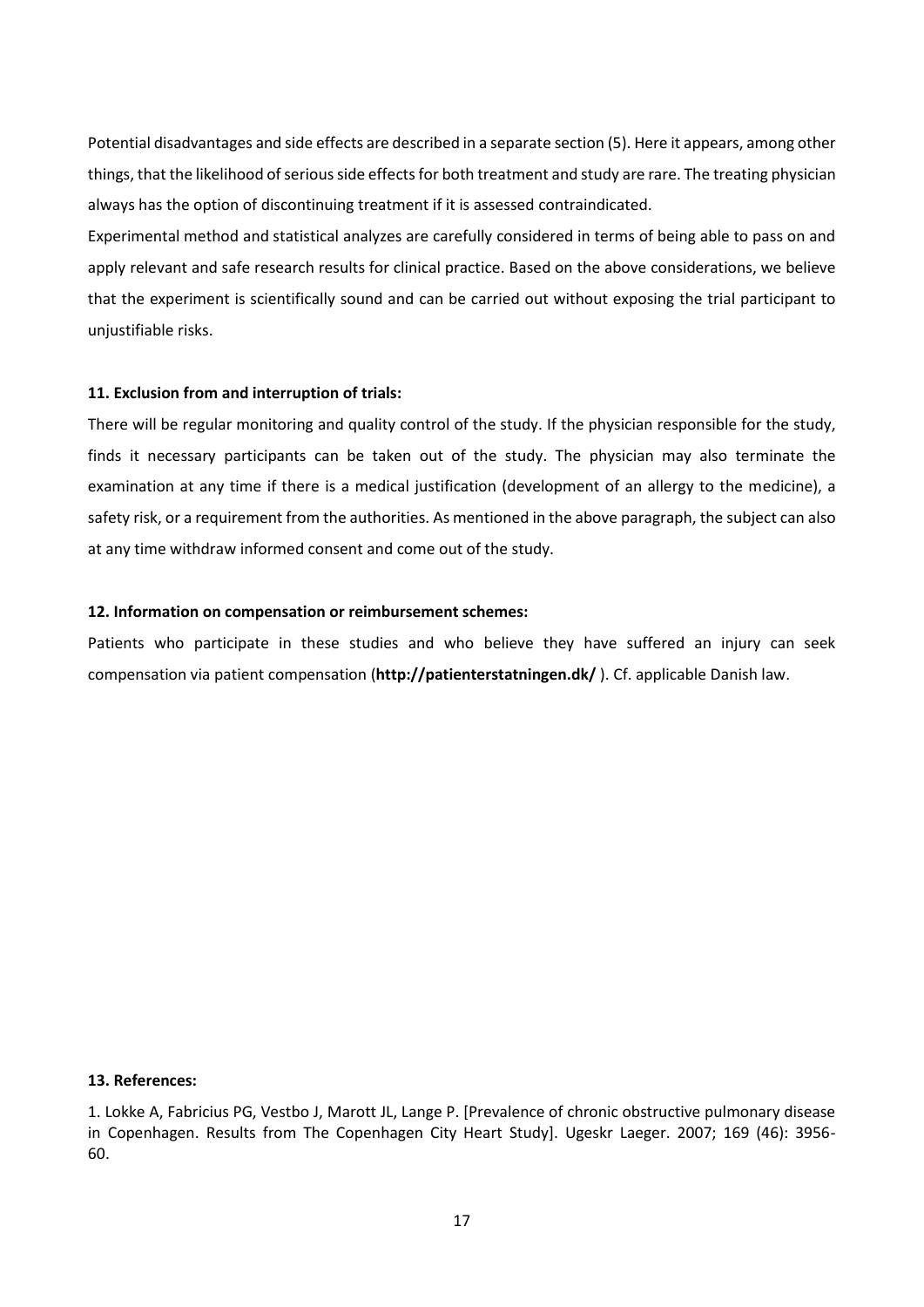Potential disadvantages and side effects are described in a separate section (5). Here it appears, among other things, that the likelihood of serious side effects for both treatment and study are rare. The treating physician always has the option of discontinuing treatment if it is assessed contraindicated.

Experimental method and statistical analyzes are carefully considered in terms of being able to pass on and apply relevant and safe research results for clinical practice. Based on the above considerations, we believe that the experiment is scientifically sound and can be carried out without exposing the trial participant to unjustifiable risks.

**11. Exclusion from and interruption of trials:**

There will be regular monitoring and quality control of the study. If the physician responsible for the study, finds it necessary participants can be taken out of the study. The physician may also terminate the examination at any time if there is a medical justification (development of an allergy to the medicine), a safety risk, or a requirement from the authorities. As mentioned in the above paragraph, the subject can also at any time withdraw informed consent and come out of the study.

**12. Information on compensation or reimbursement schemes:**

Patients who participate in these studies and who believe they have suffered an injury can seek compensation via patient compensation (**http://patienterstatningen.dk/** ). Cf. applicable Danish law.

**13. References:**

1. Lokke A, Fabricius PG, Vestbo J, Marott JL, Lange P. [Prevalence of chronic obstructive pulmonary disease in Copenhagen. Results from The Copenhagen City Heart Study]. Ugeskr Laeger. 2007; 169 (46): 3956-60.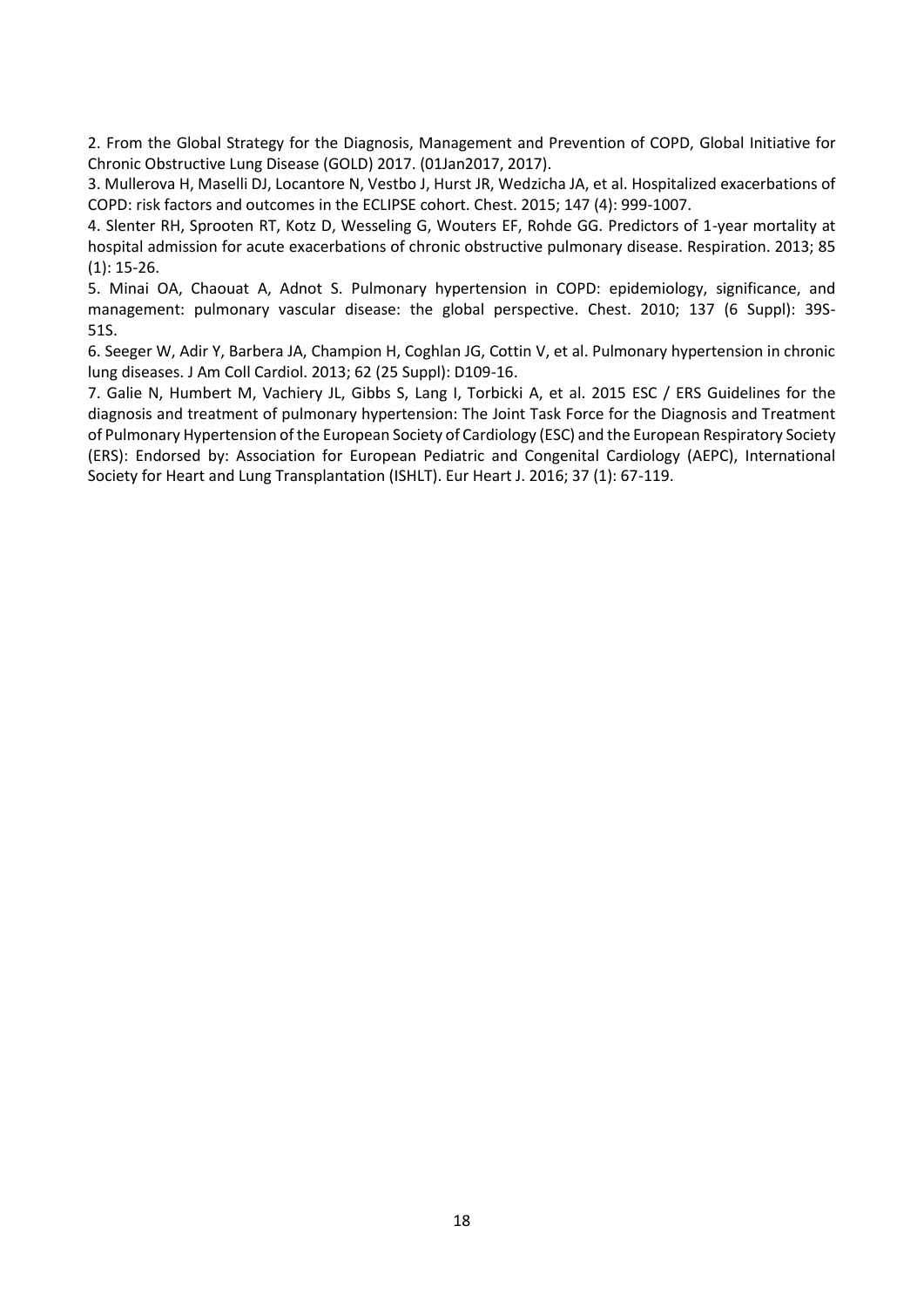2. From the Global Strategy for the Diagnosis, Management and Prevention of COPD, Global Initiative for Chronic Obstructive Lung Disease (GOLD) 2017. (01Jan2017, 2017).

3. Mullerova H, Maselli DJ, Locantore N, Vestbo J, Hurst JR, Wedzicha JA, et al. Hospitalized exacerbations of COPD: risk factors and outcomes in the ECLIPSE cohort. Chest. 2015; 147 (4): 999-1007.

4. Slenter RH, Sprooten RT, Kotz D, Wesseling G, Wouters EF, Rohde GG. Predictors of 1-year mortality at hospital admission for acute exacerbations of chronic obstructive pulmonary disease. Respiration. 2013; 85 (1): 15-26.

5. Minai OA, Chaouat A, Adnot S. Pulmonary hypertension in COPD: epidemiology, significance, and management: pulmonary vascular disease: the global perspective. Chest. 2010; 137 (6 Suppl): 39S-51S.

6. Seeger W, Adir Y, Barbera JA, Champion H, Coghlan JG, Cottin V, et al. Pulmonary hypertension in chronic lung diseases. J Am Coll Cardiol. 2013; 62 (25 Suppl): D109-16.

7. Galie N, Humbert M, Vachiery JL, Gibbs S, Lang I, Torbicki A, et al. 2015 ESC / ERS Guidelines for the diagnosis and treatment of pulmonary hypertension: The Joint Task Force for the Diagnosis and Treatment of Pulmonary Hypertension of the European Society of Cardiology (ESC) and the European Respiratory Society (ERS): Endorsed by: Association for European Pediatric and Congenital Cardiology (AEPC), International Society for Heart and Lung Transplantation (ISHLT). Eur Heart J. 2016; 37 (1): 67-119.